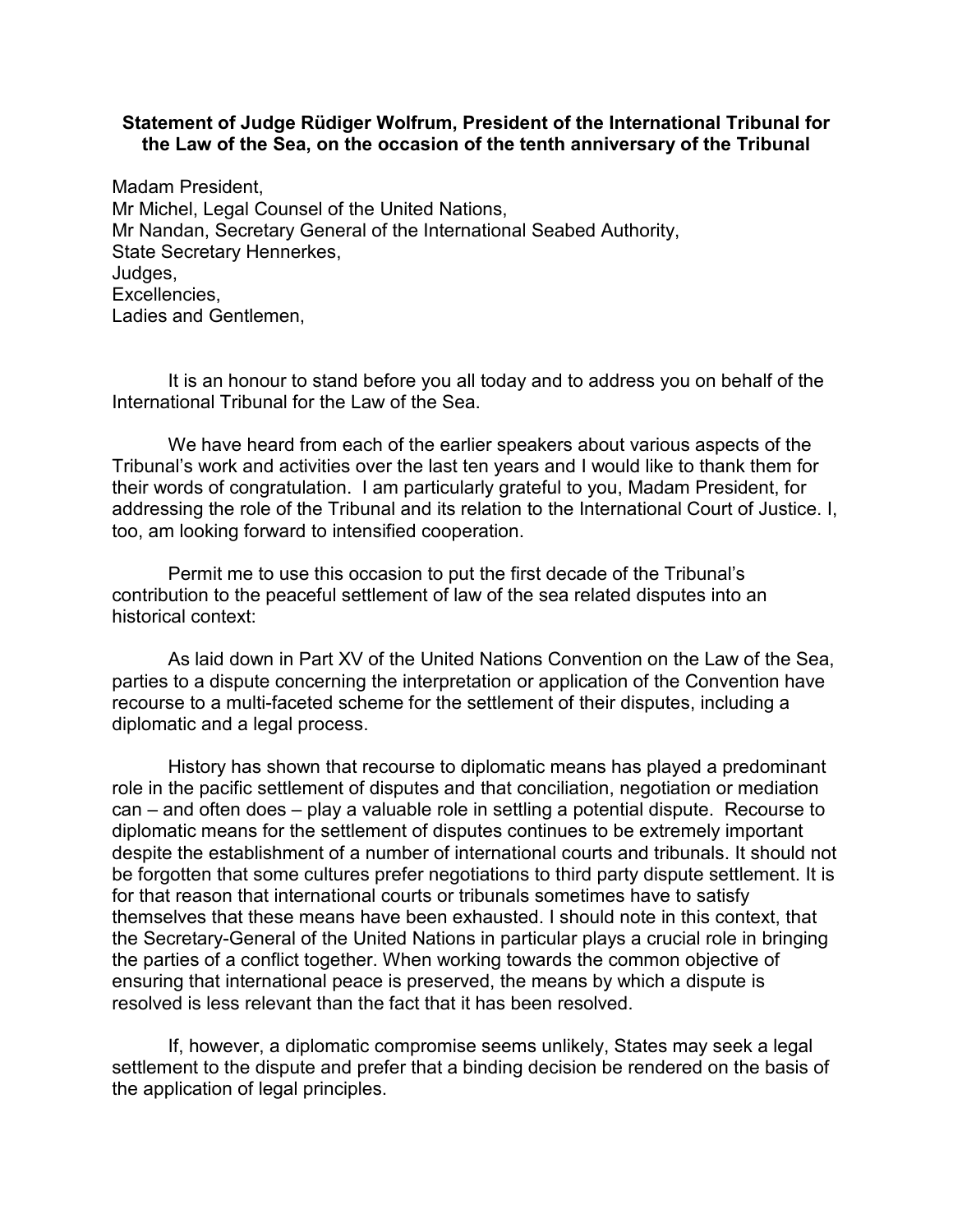**Statement of Judge Rüdiger Wolfrum, President of the International Tribunal for the Law of the Sea, on the occasion of the tenth anniversary of the Tribunal**

Madam President,  
Mr Michel, Legal Counsel of the United Nations,  
Mr Nandan, Secretary General of the International Seabed Authority,  
State Secretary Hennerkes,  
Judges,  
Excellencies,  
Ladies and Gentlemen,

It is an honour to stand before you all today and to address you on behalf of the International Tribunal for the Law of the Sea.

We have heard from each of the earlier speakers about various aspects of the Tribunal's work and activities over the last ten years and I would like to thank them for their words of congratulation. I am particularly grateful to you, Madam President, for addressing the role of the Tribunal and its relation to the International Court of Justice. I, too, am looking forward to intensified cooperation.

Permit me to use this occasion to put the first decade of the Tribunal's contribution to the peaceful settlement of law of the sea related disputes into an historical context:

As laid down in Part XV of the United Nations Convention on the Law of the Sea, parties to a dispute concerning the interpretation or application of the Convention have recourse to a multi-faceted scheme for the settlement of their disputes, including a diplomatic and a legal process.

History has shown that recourse to diplomatic means has played a predominant role in the pacific settlement of disputes and that conciliation, negotiation or mediation can – and often does – play a valuable role in settling a potential dispute. Recourse to diplomatic means for the settlement of disputes continues to be extremely important despite the establishment of a number of international courts and tribunals. It should not be forgotten that some cultures prefer negotiations to third party dispute settlement. It is for that reason that international courts or tribunals sometimes have to satisfy themselves that these means have been exhausted. I should note in this context, that the Secretary-General of the United Nations in particular plays a crucial role in bringing the parties of a conflict together. When working towards the common objective of ensuring that international peace is preserved, the means by which a dispute is resolved is less relevant than the fact that it has been resolved.

If, however, a diplomatic compromise seems unlikely, States may seek a legal settlement to the dispute and prefer that a binding decision be rendered on the basis of the application of legal principles.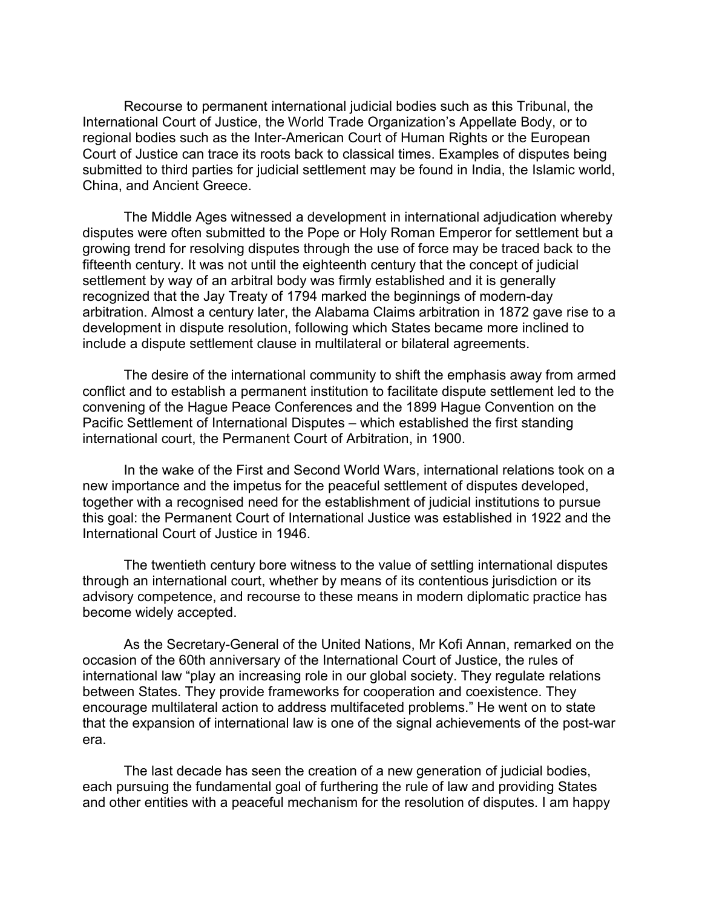Recourse to permanent international judicial bodies such as this Tribunal, the International Court of Justice, the World Trade Organization's Appellate Body, or to regional bodies such as the Inter-American Court of Human Rights or the European Court of Justice can trace its roots back to classical times. Examples of disputes being submitted to third parties for judicial settlement may be found in India, the Islamic world, China, and Ancient Greece.

The Middle Ages witnessed a development in international adjudication whereby disputes were often submitted to the Pope or Holy Roman Emperor for settlement but a growing trend for resolving disputes through the use of force may be traced back to the fifteenth century. It was not until the eighteenth century that the concept of judicial settlement by way of an arbitral body was firmly established and it is generally recognized that the Jay Treaty of 1794 marked the beginnings of modern-day arbitration. Almost a century later, the Alabama Claims arbitration in 1872 gave rise to a development in dispute resolution, following which States became more inclined to include a dispute settlement clause in multilateral or bilateral agreements.

The desire of the international community to shift the emphasis away from armed conflict and to establish a permanent institution to facilitate dispute settlement led to the convening of the Hague Peace Conferences and the 1899 Hague Convention on the Pacific Settlement of International Disputes – which established the first standing international court, the Permanent Court of Arbitration, in 1900.

In the wake of the First and Second World Wars, international relations took on a new importance and the impetus for the peaceful settlement of disputes developed, together with a recognised need for the establishment of judicial institutions to pursue this goal: the Permanent Court of International Justice was established in 1922 and the International Court of Justice in 1946.

The twentieth century bore witness to the value of settling international disputes through an international court, whether by means of its contentious jurisdiction or its advisory competence, and recourse to these means in modern diplomatic practice has become widely accepted.

As the Secretary-General of the United Nations, Mr Kofi Annan, remarked on the occasion of the 60th anniversary of the International Court of Justice, the rules of international law "play an increasing role in our global society. They regulate relations between States. They provide frameworks for cooperation and coexistence. They encourage multilateral action to address multifaceted problems." He went on to state that the expansion of international law is one of the signal achievements of the post-war era.

The last decade has seen the creation of a new generation of judicial bodies, each pursuing the fundamental goal of furthering the rule of law and providing States and other entities with a peaceful mechanism for the resolution of disputes. I am happy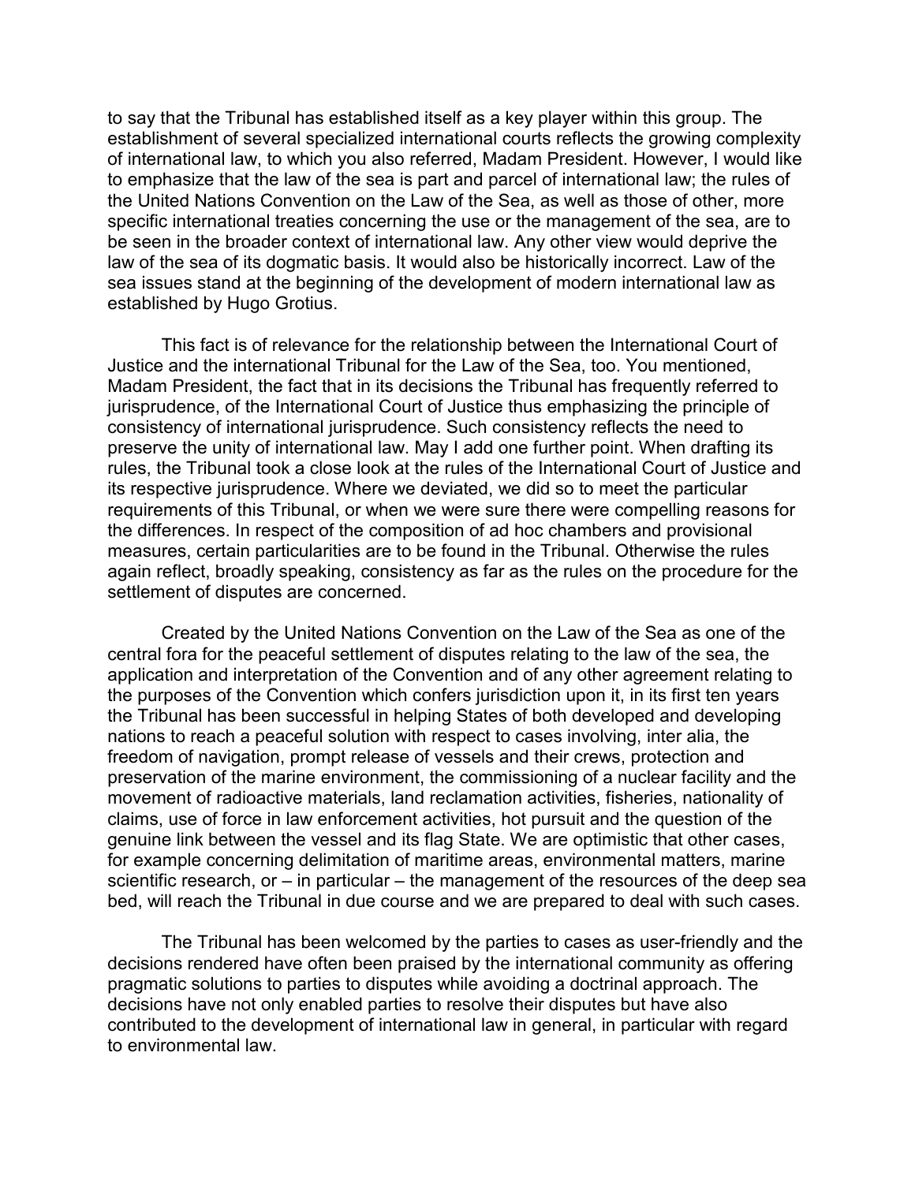to say that the Tribunal has established itself as a key player within this group. The establishment of several specialized international courts reflects the growing complexity of international law, to which you also referred, Madam President. However, I would like to emphasize that the law of the sea is part and parcel of international law; the rules of the United Nations Convention on the Law of the Sea, as well as those of other, more specific international treaties concerning the use or the management of the sea, are to be seen in the broader context of international law. Any other view would deprive the law of the sea of its dogmatic basis. It would also be historically incorrect. Law of the sea issues stand at the beginning of the development of modern international law as established by Hugo Grotius.

This fact is of relevance for the relationship between the International Court of Justice and the international Tribunal for the Law of the Sea, too. You mentioned, Madam President, the fact that in its decisions the Tribunal has frequently referred to jurisprudence, of the International Court of Justice thus emphasizing the principle of consistency of international jurisprudence. Such consistency reflects the need to preserve the unity of international law. May I add one further point. When drafting its rules, the Tribunal took a close look at the rules of the International Court of Justice and its respective jurisprudence. Where we deviated, we did so to meet the particular requirements of this Tribunal, or when we were sure there were compelling reasons for the differences. In respect of the composition of ad hoc chambers and provisional measures, certain particularities are to be found in the Tribunal. Otherwise the rules again reflect, broadly speaking, consistency as far as the rules on the procedure for the settlement of disputes are concerned.

Created by the United Nations Convention on the Law of the Sea as one of the central fora for the peaceful settlement of disputes relating to the law of the sea, the application and interpretation of the Convention and of any other agreement relating to the purposes of the Convention which confers jurisdiction upon it, in its first ten years the Tribunal has been successful in helping States of both developed and developing nations to reach a peaceful solution with respect to cases involving, inter alia, the freedom of navigation, prompt release of vessels and their crews, protection and preservation of the marine environment, the commissioning of a nuclear facility and the movement of radioactive materials, land reclamation activities, fisheries, nationality of claims, use of force in law enforcement activities, hot pursuit and the question of the genuine link between the vessel and its flag State. We are optimistic that other cases, for example concerning delimitation of maritime areas, environmental matters, marine scientific research, or – in particular – the management of the resources of the deep sea bed, will reach the Tribunal in due course and we are prepared to deal with such cases.

The Tribunal has been welcomed by the parties to cases as user-friendly and the decisions rendered have often been praised by the international community as offering pragmatic solutions to parties to disputes while avoiding a doctrinal approach. The decisions have not only enabled parties to resolve their disputes but have also contributed to the development of international law in general, in particular with regard to environmental law.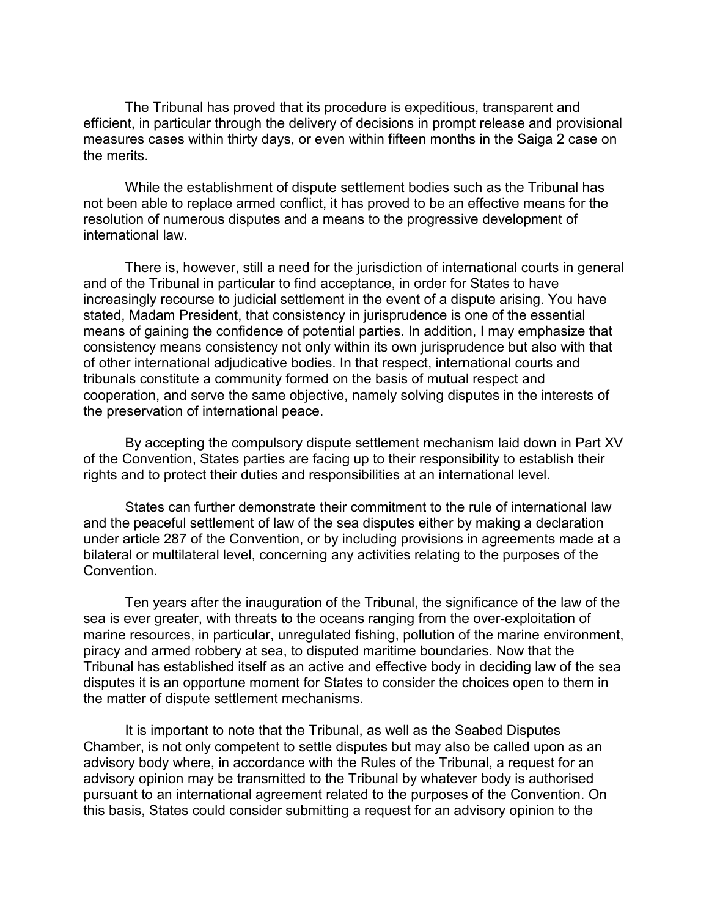The Tribunal has proved that its procedure is expeditious, transparent and efficient, in particular through the delivery of decisions in prompt release and provisional measures cases within thirty days, or even within fifteen months in the Saiga 2 case on the merits.

While the establishment of dispute settlement bodies such as the Tribunal has not been able to replace armed conflict, it has proved to be an effective means for the resolution of numerous disputes and a means to the progressive development of international law.

There is, however, still a need for the jurisdiction of international courts in general and of the Tribunal in particular to find acceptance, in order for States to have increasingly recourse to judicial settlement in the event of a dispute arising. You have stated, Madam President, that consistency in jurisprudence is one of the essential means of gaining the confidence of potential parties. In addition, I may emphasize that consistency means consistency not only within its own jurisprudence but also with that of other international adjudicative bodies. In that respect, international courts and tribunals constitute a community formed on the basis of mutual respect and cooperation, and serve the same objective, namely solving disputes in the interests of the preservation of international peace.

By accepting the compulsory dispute settlement mechanism laid down in Part XV of the Convention, States parties are facing up to their responsibility to establish their rights and to protect their duties and responsibilities at an international level.

States can further demonstrate their commitment to the rule of international law and the peaceful settlement of law of the sea disputes either by making a declaration under article 287 of the Convention, or by including provisions in agreements made at a bilateral or multilateral level, concerning any activities relating to the purposes of the Convention.

Ten years after the inauguration of the Tribunal, the significance of the law of the sea is ever greater, with threats to the oceans ranging from the over-exploitation of marine resources, in particular, unregulated fishing, pollution of the marine environment, piracy and armed robbery at sea, to disputed maritime boundaries. Now that the Tribunal has established itself as an active and effective body in deciding law of the sea disputes it is an opportune moment for States to consider the choices open to them in the matter of dispute settlement mechanisms.

It is important to note that the Tribunal, as well as the Seabed Disputes Chamber, is not only competent to settle disputes but may also be called upon as an advisory body where, in accordance with the Rules of the Tribunal, a request for an advisory opinion may be transmitted to the Tribunal by whatever body is authorised pursuant to an international agreement related to the purposes of the Convention. On this basis, States could consider submitting a request for an advisory opinion to the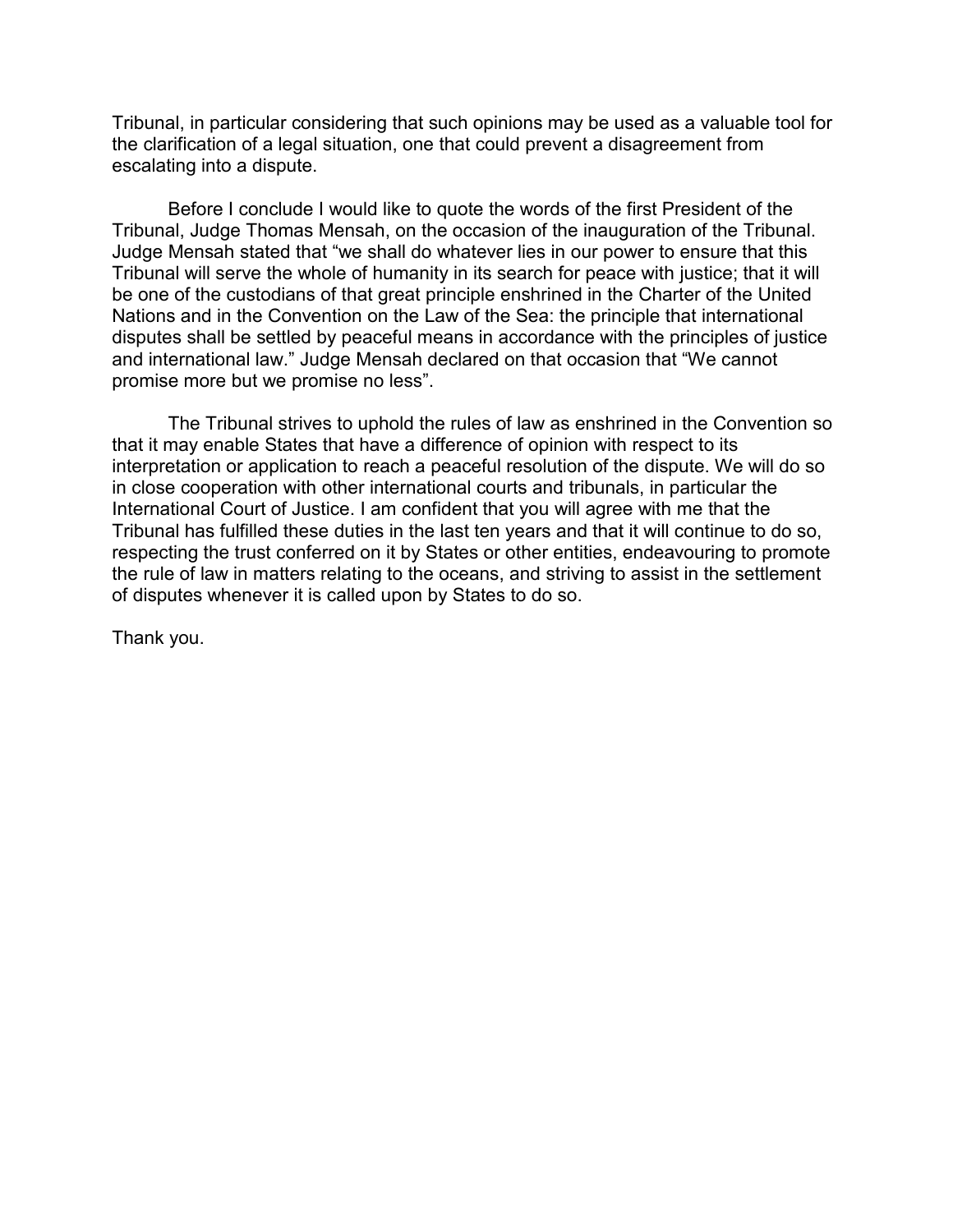Tribunal, in particular considering that such opinions may be used as a valuable tool for the clarification of a legal situation, one that could prevent a disagreement from escalating into a dispute.

Before I conclude I would like to quote the words of the first President of the Tribunal, Judge Thomas Mensah, on the occasion of the inauguration of the Tribunal. Judge Mensah stated that "we shall do whatever lies in our power to ensure that this Tribunal will serve the whole of humanity in its search for peace with justice; that it will be one of the custodians of that great principle enshrined in the Charter of the United Nations and in the Convention on the Law of the Sea: the principle that international disputes shall be settled by peaceful means in accordance with the principles of justice and international law." Judge Mensah declared on that occasion that "We cannot promise more but we promise no less".

The Tribunal strives to uphold the rules of law as enshrined in the Convention so that it may enable States that have a difference of opinion with respect to its interpretation or application to reach a peaceful resolution of the dispute. We will do so in close cooperation with other international courts and tribunals, in particular the International Court of Justice. I am confident that you will agree with me that the Tribunal has fulfilled these duties in the last ten years and that it will continue to do so, respecting the trust conferred on it by States or other entities, endeavouring to promote the rule of law in matters relating to the oceans, and striving to assist in the settlement of disputes whenever it is called upon by States to do so.

Thank you.